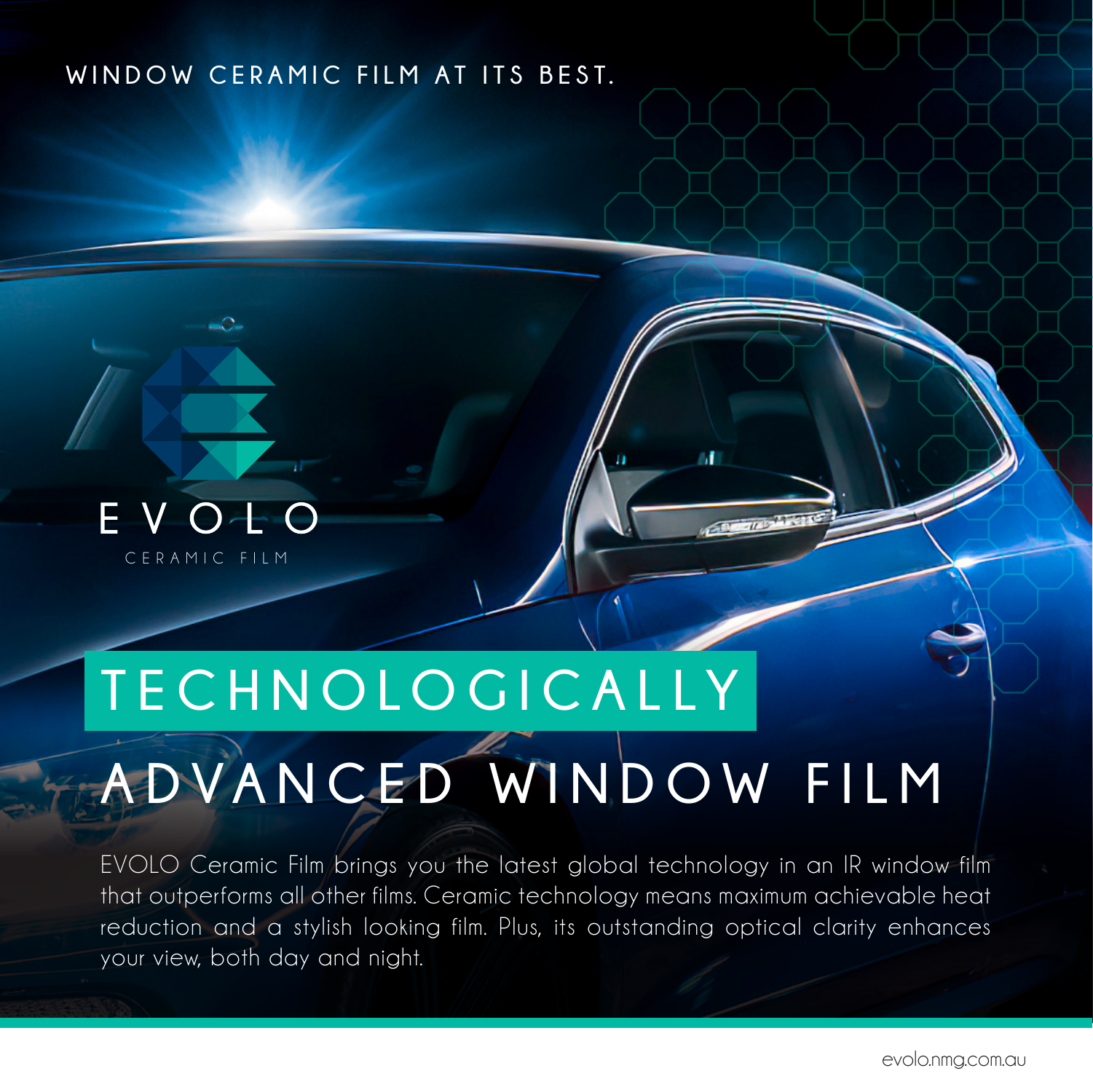WINDOW CERAMIC FILM AT ITS BEST.

EVOLO

CERAMIC FILM

# TECHNOLOGICALLY ADVANCED WINDOW FILM

EVOLO Ceramic Film brings you the latest global technology in an IR window film that outperforms all other films. Ceramic technology means maximum achievable heat reduction and a stylish looking film. Plus, its outstanding optical clarity enhances your view, both day and night.

evolo.nmg.com.au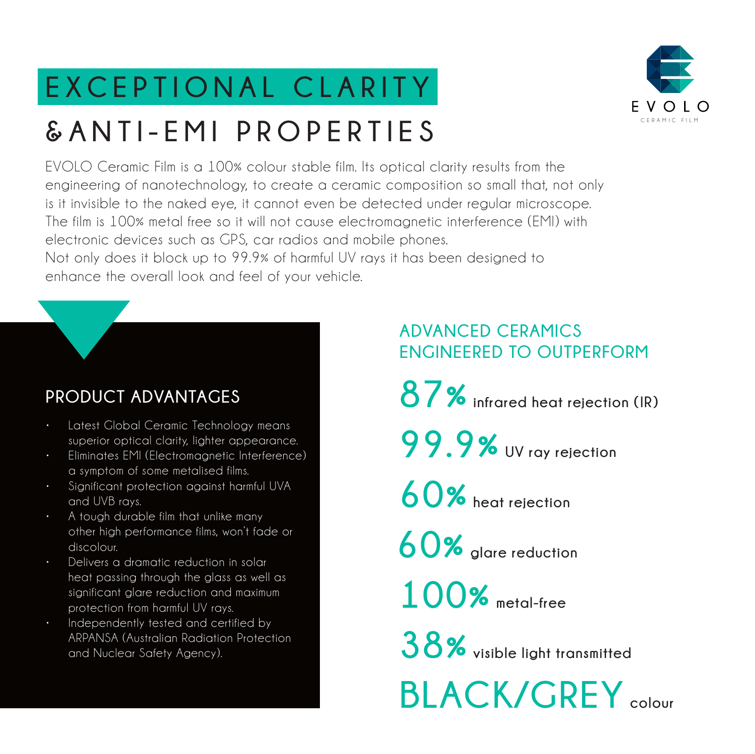# EXCEPTIONAL CLARITY & ANTI-EMI PROPERTIES

EVOLO
CERAMIC FILM

EVOLO Ceramic Film is a 100% colour stable film. Its optical clarity results from the engineering of nanotechnology, to create a ceramic composition so small that, not only is it invisible to the naked eye, it cannot even be detected under regular microscope. The film is 100% metal free so it will not cause electromagnetic interference (EMI) with electronic devices such as GPS, car radios and mobile phones.
Not only does it block up to 99.9% of harmful UV rays it has been designed to enhance the overall look and feel of your vehicle.

## PRODUCT ADVANTAGES

- Latest Global Ceramic Technology means superior optical clarity, lighter appearance.
- Eliminates EMI (Electromagnetic Interference) a symptom of some metalised films.
- Significant protection against harmful UVA and UVB rays.
- A tough durable film that unlike many other high performance films, won't fade or discolour.
- Delivers a dramatic reduction in solar heat passing through the glass as well as significant glare reduction and maximum protection from harmful UV rays.
- Independently tested and certified by ARPANSA (Australian Radiation Protection and Nuclear Safety Agency).

## ADVANCED CERAMICS ENGINEERED TO OUTPERFORM

**87%** infrared heat rejection (IR)

**99.9%** UV ray rejection

**60%** heat rejection

**60%** glare reduction

**100%** metal-free

**38%** visible light transmitted

**BLACK/GREY** colour